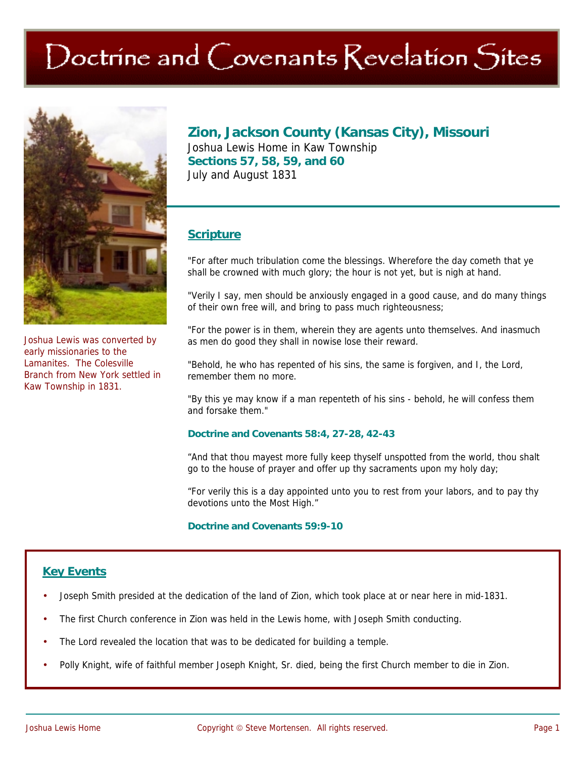# Doctrine and Covenants Revelation Sites

Joshua Lewis was converted by early missionaries to the Lamanites. The Colesville Branch from New York settled in Kaw Township in 1831.

## Zion, Jackson County (Kansas City), Missouri

Joshua Lewis Home in Kaw Township

**Sections 57, 58, 59, and 60**

July and August 1831

### Scripture

"For after much tribulation come the blessings. Wherefore the day cometh that ye shall be crowned with much glory; the hour is not yet, but is nigh at hand.

"Verily I say, men should be anxiously engaged in a good cause, and do many things of their own free will, and bring to pass much righteousness;

"For the power is in them, wherein they are agents unto themselves. And inasmuch as men do good they shall in nowise lose their reward.

"Behold, he who has repented of his sins, the same is forgiven, and I, the Lord, remember them no more.

"By this ye may know if a man repenteth of his sins - behold, he will confess them and forsake them."

**Doctrine and Covenants 58:4, 27-28, 42-43**

"And that thou mayest more fully keep thyself unspotted from the world, thou shalt go to the house of prayer and offer up thy sacraments upon my holy day;

"For verily this is a day appointed unto you to rest from your labors, and to pay thy devotions unto the Most High."

**Doctrine and Covenants 59:9-10**

### Key Events

- Joseph Smith presided at the dedication of the land of Zion, which took place at or near here in mid-1831.
- The first Church conference in Zion was held in the Lewis home, with Joseph Smith conducting.
- The Lord revealed the location that was to be dedicated for building a temple.
- Polly Knight, wife of faithful member Joseph Knight, Sr. died, being the first Church member to die in Zion.

Copyright © Steve Mortensen. All rights reserved.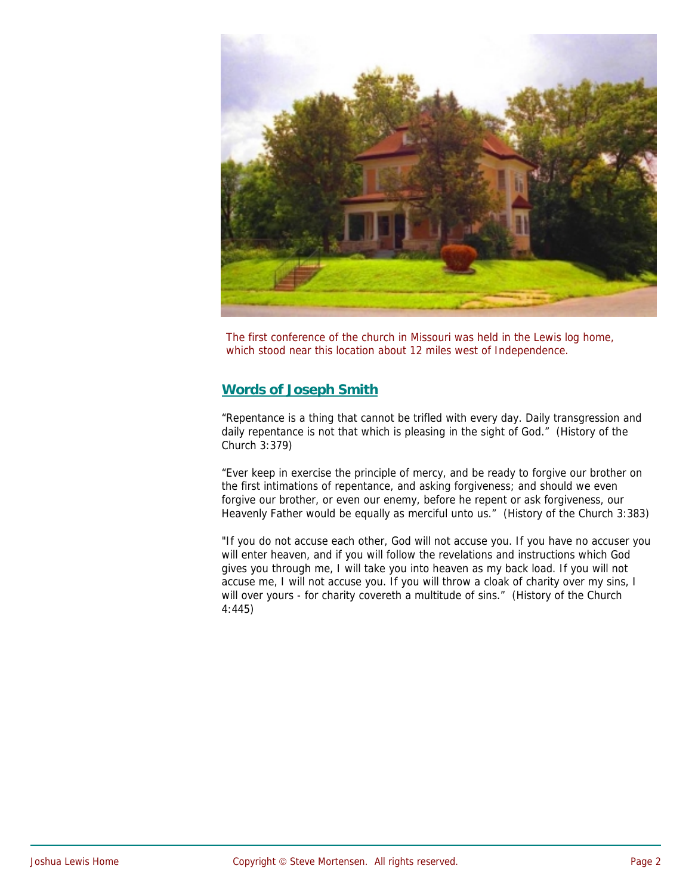The first conference of the church in Missouri was held in the Lewis log home, which stood near this location about 12 miles west of Independence.

## Words of Joseph Smith

“Repentance is a thing that cannot be trifled with every day. Daily transgression and daily repentance is not that which is pleasing in the sight of God.” (History of the Church 3:379)

“Ever keep in exercise the principle of mercy, and be ready to forgive our brother on the first intimations of repentance, and asking forgiveness; and should we even forgive our brother, or even our enemy, before he repent or ask forgiveness, our Heavenly Father would be equally as merciful unto us.” (History of the Church 3:383)

"If you do not accuse each other, God will not accuse you. If you have no accuser you will enter heaven, and if you will follow the revelations and instructions which God gives you through me, I will take you into heaven as my back load. If you will not accuse me, I will not accuse you. If you will throw a cloak of charity over my sins, I will over yours - for charity covereth a multitude of sins.” (History of the Church 4:445)